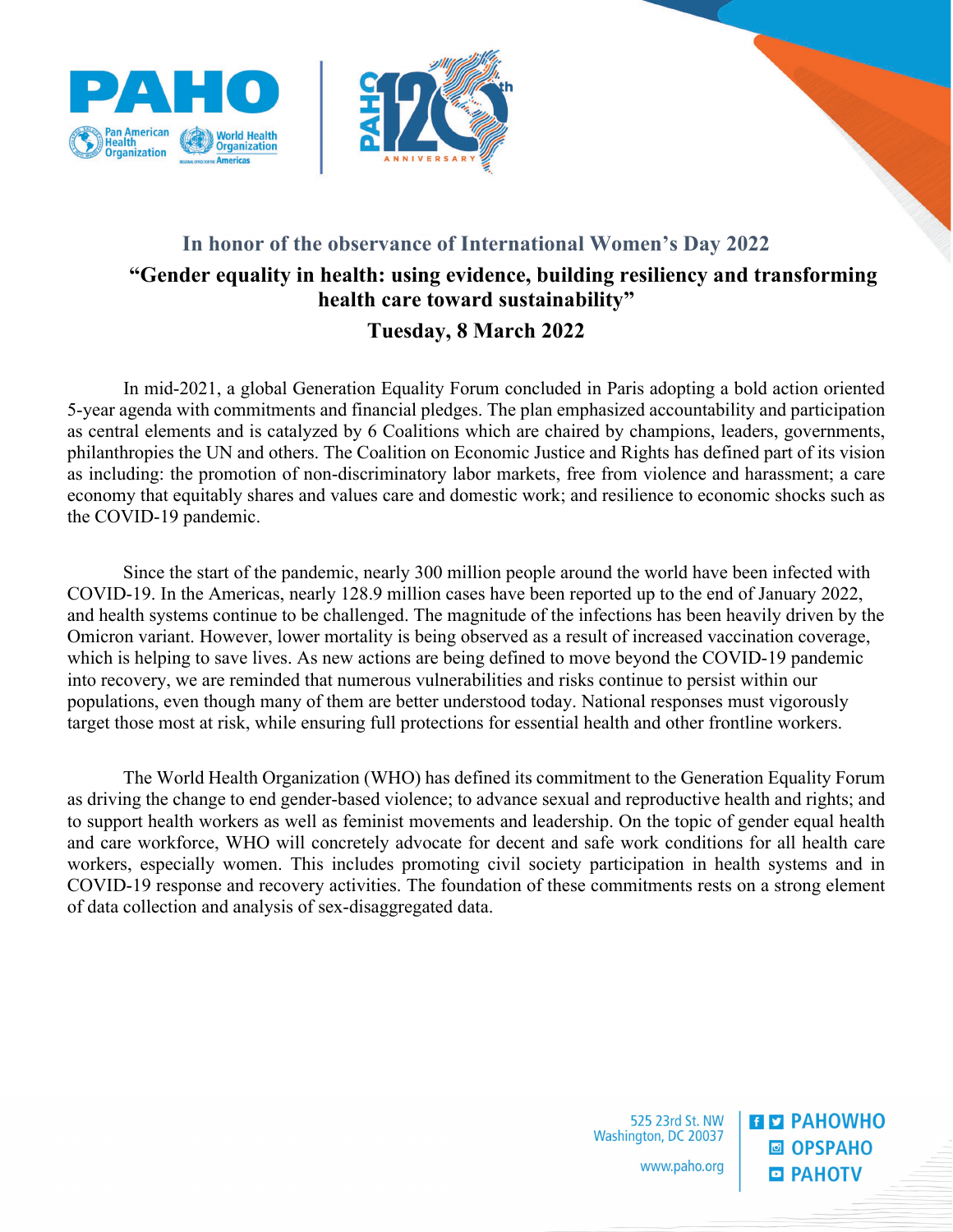### In honor of the observance of International Women's Day 2022

## "Gender equality in health: using evidence, building resiliency and transforming health care toward sustainability"

### Tuesday, 8 March 2022

In mid-2021, a global Generation Equality Forum concluded in Paris adopting a bold action oriented 5-year agenda with commitments and financial pledges. The plan emphasized accountability and participation as central elements and is catalyzed by 6 Coalitions which are chaired by champions, leaders, governments, philanthropies the UN and others. The Coalition on Economic Justice and Rights has defined part of its vision as including: the promotion of non-discriminatory labor markets, free from violence and harassment; a care economy that equitably shares and values care and domestic work; and resilience to economic shocks such as the COVID-19 pandemic.

Since the start of the pandemic, nearly 300 million people around the world have been infected with COVID-19. In the Americas, nearly 128.9 million cases have been reported up to the end of January 2022, and health systems continue to be challenged. The magnitude of the infections has been heavily driven by the Omicron variant. However, lower mortality is being observed as a result of increased vaccination coverage, which is helping to save lives. As new actions are being defined to move beyond the COVID-19 pandemic into recovery, we are reminded that numerous vulnerabilities and risks continue to persist within our populations, even though many of them are better understood today. National responses must vigorously target those most at risk, while ensuring full protections for essential health and other frontline workers.

The World Health Organization (WHO) has defined its commitment to the Generation Equality Forum as driving the change to end gender-based violence; to advance sexual and reproductive health and rights; and to support health workers as well as feminist movements and leadership. On the topic of gender equal health and care workforce, WHO will concretely advocate for decent and safe work conditions for all health care workers, especially women. This includes promoting civil society participation in health systems and in COVID-19 response and recovery activities. The foundation of these commitments rests on a strong element of data collection and analysis of sex-disaggregated data.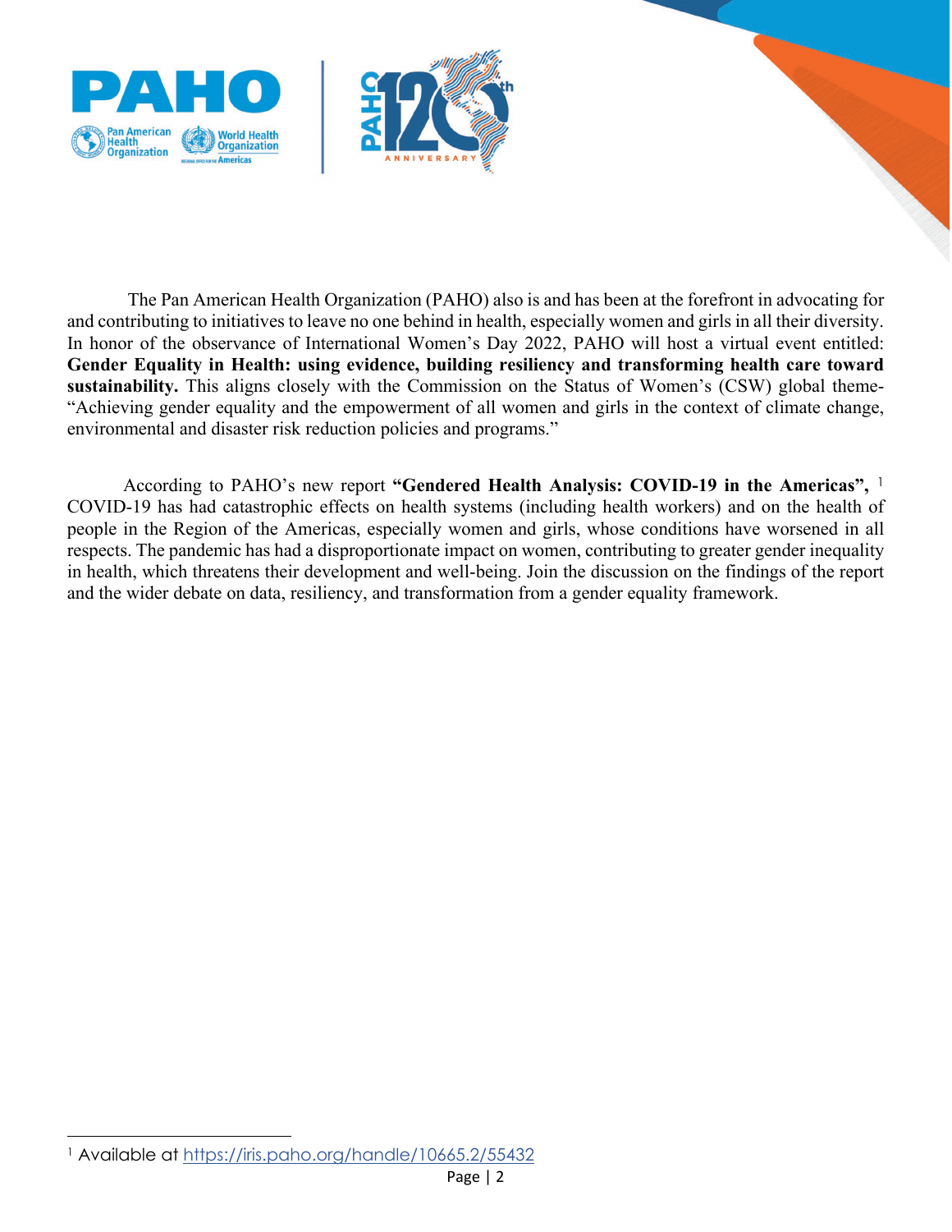The Pan American Health Organization (PAHO) also is and has been at the forefront in advocating for and contributing to initiatives to leave no one behind in health, especially women and girls in all their diversity. In honor of the observance of International Women's Day 2022, PAHO will host a virtual event entitled: **Gender Equality in Health: using evidence, building resiliency and transforming health care toward sustainability.** This aligns closely with the Commission on the Status of Women's (CSW) global theme- "Achieving gender equality and the empowerment of all women and girls in the context of climate change, environmental and disaster risk reduction policies and programs."

According to PAHO's new report **"Gendered Health Analysis: COVID-19 in the Americas",** [1] COVID-19 has had catastrophic effects on health systems (including health workers) and on the health of people in the Region of the Americas, especially women and girls, whose conditions have worsened in all respects. The pandemic has had a disproportionate impact on women, contributing to greater gender inequality in health, which threatens their development and well-being. Join the discussion on the findings of the report and the wider debate on data, resiliency, and transformation from a gender equality framework.

---

[1] Available at https://iris.paho.org/handle/10665.2/55432